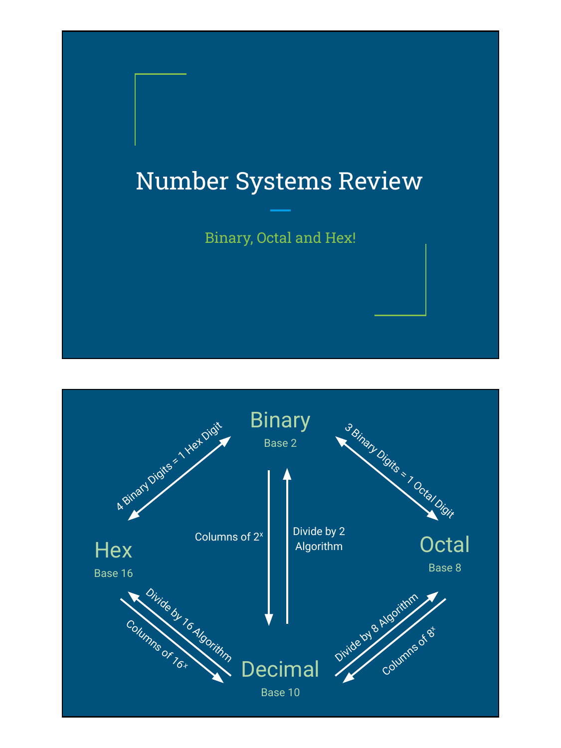# Number Systems Review

Binary, Octal and Hex!

---

**Binary**
Base 2

**Hex**
Base 16

**Octal**
Base 8

**Decimal**
Base 10

- Binary ↔ Hex: 4 Binary Digits = 1 Hex Digit
- Binary ↔ Octal: 3 Binary Digits = 1 Octal Digit
- Binary → Decimal: Columns of $2^x$
- Decimal → Binary: Divide by 2 Algorithm
- Hex → Decimal: Columns of $16^x$
- Decimal → Hex: Divide by 16 Algorithm
- Octal → Decimal: Columns of $8^x$
- Decimal → Octal: Divide by 8 Algorithm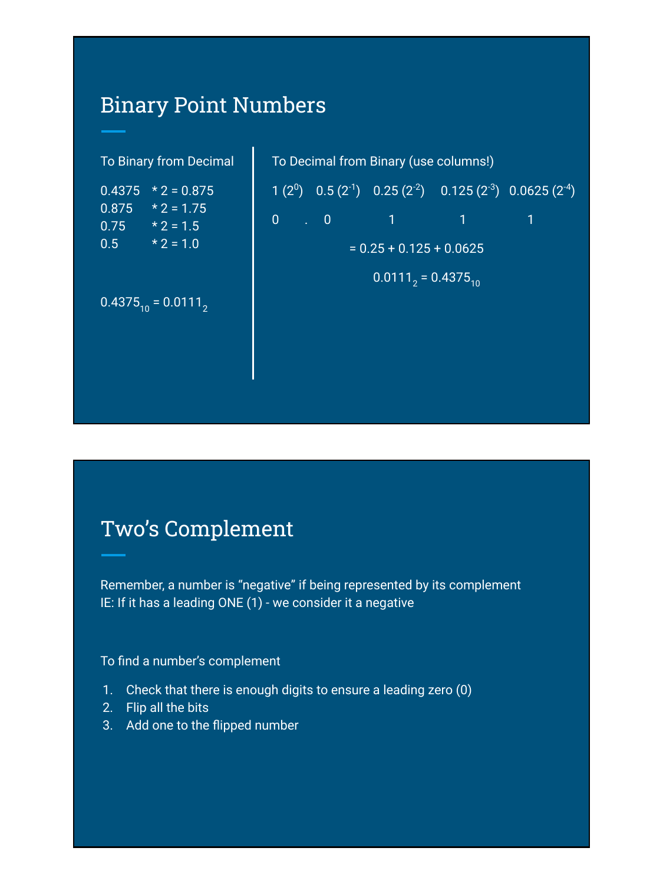# Binary Point Numbers

To Binary from Decimal

0.4375 * 2 = 0.875
0.875 * 2 = 1.75
0.75 * 2 = 1.5
0.5 * 2 = 1.0

$0.4375_{10} = 0.0111_2$

To Decimal from Binary (use columns!)

| 1 ($2^0$) | | 0.5 ($2^{-1}$) | 0.25 ($2^{-2}$) | 0.125 ($2^{-3}$) | 0.0625 ($2^{-4}$) |
|---|---|---|---|---|---|
| 0 | . | 0 | 1 | 1 | 1 |

= 0.25 + 0.125 + 0.0625

$0.0111_2 = 0.4375_{10}$

# Two's Complement

Remember, a number is "negative" if being represented by its complement
IE: If it has a leading ONE (1) - we consider it a negative

To find a number's complement

1. Check that there is enough digits to ensure a leading zero (0)
2. Flip all the bits
3. Add one to the flipped number